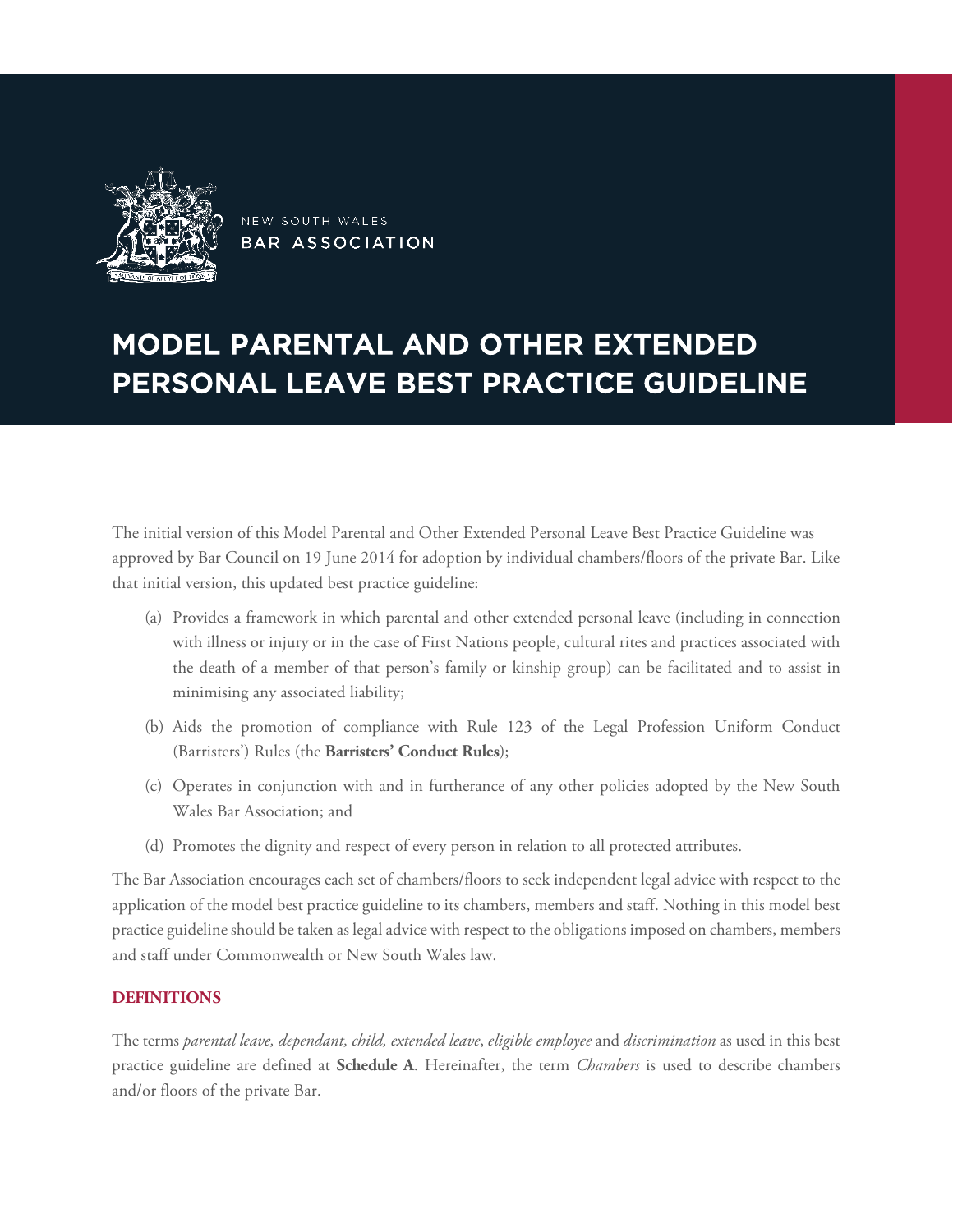NEW SOUTH WALES
BAR ASSOCIATION

# MODEL PARENTAL AND OTHER EXTENDED PERSONAL LEAVE BEST PRACTICE GUIDELINE

The initial version of this Model Parental and Other Extended Personal Leave Best Practice Guideline was approved by Bar Council on 19 June 2014 for adoption by individual chambers/floors of the private Bar. Like that initial version, this updated best practice guideline:

(a) Provides a framework in which parental and other extended personal leave (including in connection with illness or injury or in the case of First Nations people, cultural rites and practices associated with the death of a member of that person's family or kinship group) can be facilitated and to assist in minimising any associated liability;

(b) Aids the promotion of compliance with Rule 123 of the Legal Profession Uniform Conduct (Barristers') Rules (the **Barristers' Conduct Rules**);

(c) Operates in conjunction with and in furtherance of any other policies adopted by the New South Wales Bar Association; and

(d) Promotes the dignity and respect of every person in relation to all protected attributes.

The Bar Association encourages each set of chambers/floors to seek independent legal advice with respect to the application of the model best practice guideline to its chambers, members and staff. Nothing in this model best practice guideline should be taken as legal advice with respect to the obligations imposed on chambers, members and staff under Commonwealth or New South Wales law.

## DEFINITIONS

The terms *parental leave, dependant, child, extended leave*, *eligible employee* and *discrimination* as used in this best practice guideline are defined at **Schedule A**. Hereinafter, the term *Chambers* is used to describe chambers and/or floors of the private Bar.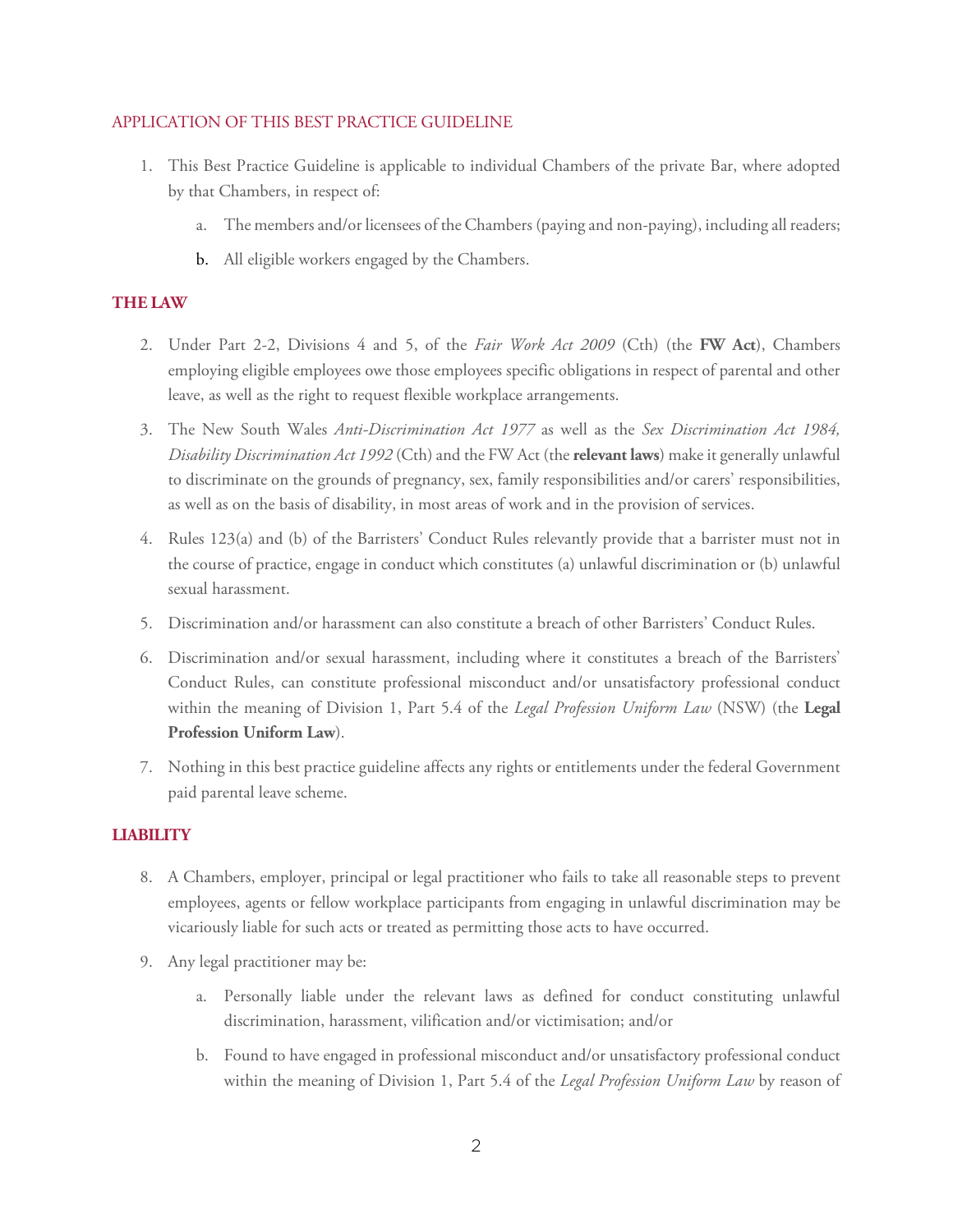## APPLICATION OF THIS BEST PRACTICE GUIDELINE

1. This Best Practice Guideline is applicable to individual Chambers of the private Bar, where adopted by that Chambers, in respect of:

    a. The members and/or licensees of the Chambers (paying and non-paying), including all readers;

    b. All eligible workers engaged by the Chambers.

## THE LAW

2. Under Part 2-2, Divisions 4 and 5, of the *Fair Work Act 2009* (Cth) (the **FW Act**), Chambers employing eligible employees owe those employees specific obligations in respect of parental and other leave, as well as the right to request flexible workplace arrangements.

3. The New South Wales *Anti-Discrimination Act 1977* as well as the *Sex Discrimination Act 1984, Disability Discrimination Act 1992* (Cth) and the FW Act (the **relevant laws**) make it generally unlawful to discriminate on the grounds of pregnancy, sex, family responsibilities and/or carers' responsibilities, as well as on the basis of disability, in most areas of work and in the provision of services.

4. Rules 123(a) and (b) of the Barristers' Conduct Rules relevantly provide that a barrister must not in the course of practice, engage in conduct which constitutes (a) unlawful discrimination or (b) unlawful sexual harassment.

5. Discrimination and/or harassment can also constitute a breach of other Barristers' Conduct Rules.

6. Discrimination and/or sexual harassment, including where it constitutes a breach of the Barristers' Conduct Rules, can constitute professional misconduct and/or unsatisfactory professional conduct within the meaning of Division 1, Part 5.4 of the *Legal Profession Uniform Law* (NSW) (the **Legal Profession Uniform Law**).

7. Nothing in this best practice guideline affects any rights or entitlements under the federal Government paid parental leave scheme.

## LIABILITY

8. A Chambers, employer, principal or legal practitioner who fails to take all reasonable steps to prevent employees, agents or fellow workplace participants from engaging in unlawful discrimination may be vicariously liable for such acts or treated as permitting those acts to have occurred.

9. Any legal practitioner may be:

    a. Personally liable under the relevant laws as defined for conduct constituting unlawful discrimination, harassment, vilification and/or victimisation; and/or

    b. Found to have engaged in professional misconduct and/or unsatisfactory professional conduct within the meaning of Division 1, Part 5.4 of the *Legal Profession Uniform Law* by reason of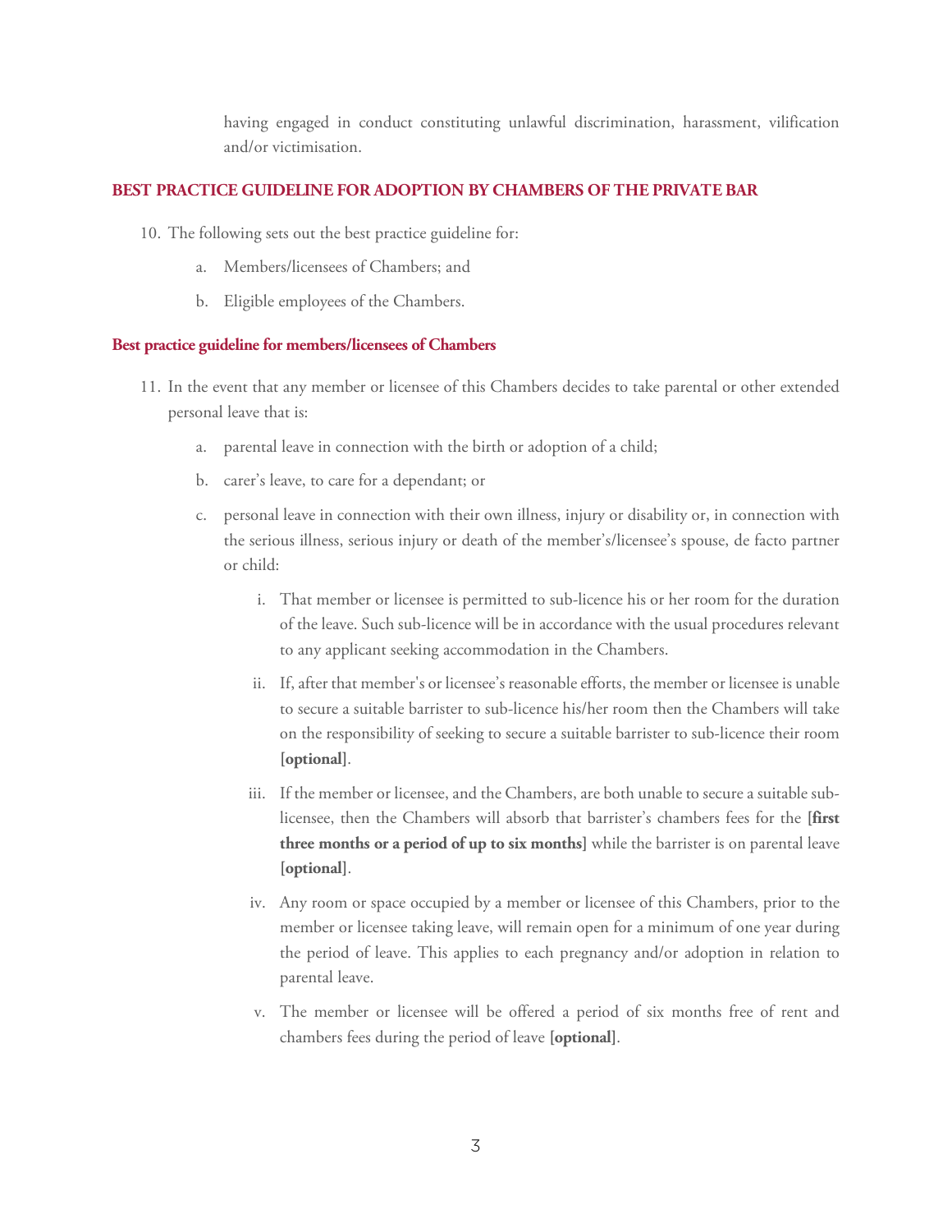having engaged in conduct constituting unlawful discrimination, harassment, vilification and/or victimisation.

## BEST PRACTICE GUIDELINE FOR ADOPTION BY CHAMBERS OF THE PRIVATE BAR

10. The following sets out the best practice guideline for:

    a. Members/licensees of Chambers; and

    b. Eligible employees of the Chambers.

### Best practice guideline for members/licensees of Chambers

11. In the event that any member or licensee of this Chambers decides to take parental or other extended personal leave that is:

    a. parental leave in connection with the birth or adoption of a child;

    b. carer's leave, to care for a dependant; or

    c. personal leave in connection with their own illness, injury or disability or, in connection with the serious illness, serious injury or death of the member's/licensee's spouse, de facto partner or child:

        i. That member or licensee is permitted to sub-licence his or her room for the duration of the leave. Such sub-licence will be in accordance with the usual procedures relevant to any applicant seeking accommodation in the Chambers.

        ii. If, after that member's or licensee's reasonable efforts, the member or licensee is unable to secure a suitable barrister to sub-licence his/her room then the Chambers will take on the responsibility of seeking to secure a suitable barrister to sub-licence their room **[optional]**.

        iii. If the member or licensee, and the Chambers, are both unable to secure a suitable sub-licensee, then the Chambers will absorb that barrister's chambers fees for the **[first three months or a period of up to six months]** while the barrister is on parental leave **[optional]**.

        iv. Any room or space occupied by a member or licensee of this Chambers, prior to the member or licensee taking leave, will remain open for a minimum of one year during the period of leave. This applies to each pregnancy and/or adoption in relation to parental leave.

        v. The member or licensee will be offered a period of six months free of rent and chambers fees during the period of leave **[optional]**.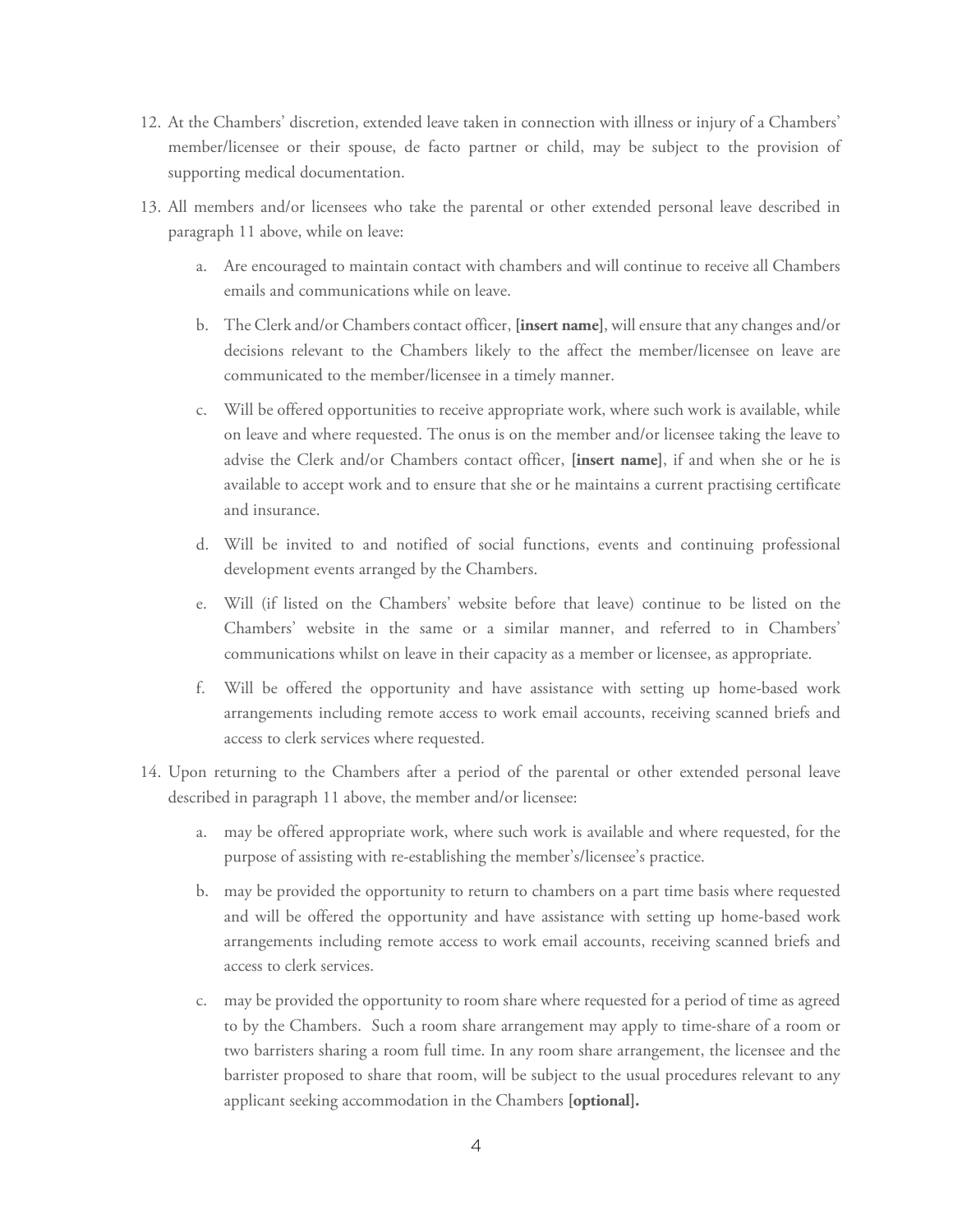12. At the Chambers' discretion, extended leave taken in connection with illness or injury of a Chambers' member/licensee or their spouse, de facto partner or child, may be subject to the provision of supporting medical documentation.

13. All members and/or licensees who take the parental or other extended personal leave described in paragraph 11 above, while on leave:

    a. Are encouraged to maintain contact with chambers and will continue to receive all Chambers emails and communications while on leave.

    b. The Clerk and/or Chambers contact officer, **[insert name]**, will ensure that any changes and/or decisions relevant to the Chambers likely to the affect the member/licensee on leave are communicated to the member/licensee in a timely manner.

    c. Will be offered opportunities to receive appropriate work, where such work is available, while on leave and where requested. The onus is on the member and/or licensee taking the leave to advise the Clerk and/or Chambers contact officer, **[insert name]**, if and when she or he is available to accept work and to ensure that she or he maintains a current practising certificate and insurance.

    d. Will be invited to and notified of social functions, events and continuing professional development events arranged by the Chambers.

    e. Will (if listed on the Chambers' website before that leave) continue to be listed on the Chambers' website in the same or a similar manner, and referred to in Chambers' communications whilst on leave in their capacity as a member or licensee, as appropriate.

    f. Will be offered the opportunity and have assistance with setting up home-based work arrangements including remote access to work email accounts, receiving scanned briefs and access to clerk services where requested.

14. Upon returning to the Chambers after a period of the parental or other extended personal leave described in paragraph 11 above, the member and/or licensee:

    a. may be offered appropriate work, where such work is available and where requested, for the purpose of assisting with re-establishing the member's/licensee's practice.

    b. may be provided the opportunity to return to chambers on a part time basis where requested and will be offered the opportunity and have assistance with setting up home-based work arrangements including remote access to work email accounts, receiving scanned briefs and access to clerk services.

    c. may be provided the opportunity to room share where requested for a period of time as agreed to by the Chambers. Such a room share arrangement may apply to time-share of a room or two barristers sharing a room full time. In any room share arrangement, the licensee and the barrister proposed to share that room, will be subject to the usual procedures relevant to any applicant seeking accommodation in the Chambers **[optional].**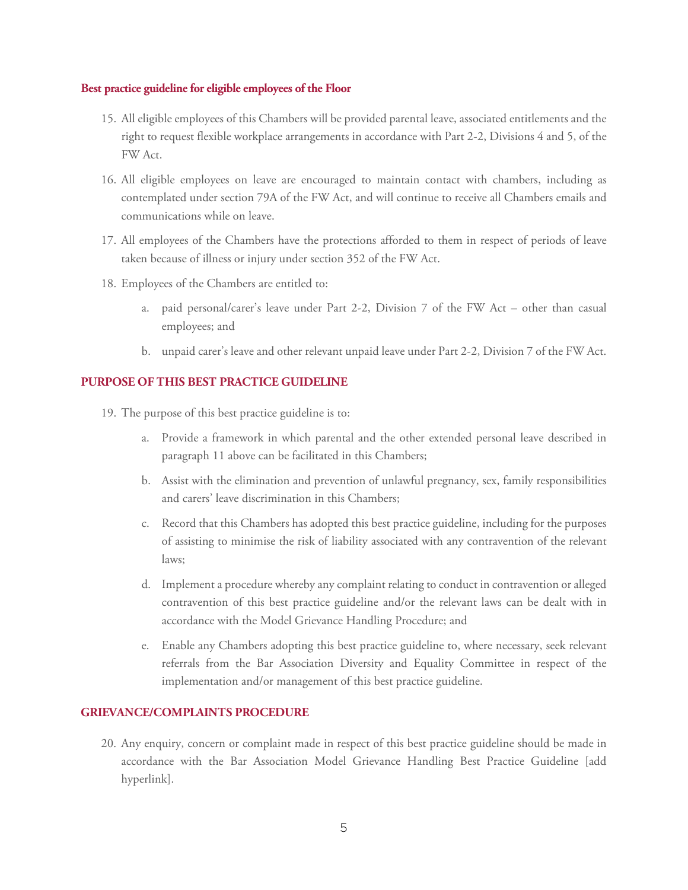**Best practice guideline for eligible employees of the Floor**

15. All eligible employees of this Chambers will be provided parental leave, associated entitlements and the right to request flexible workplace arrangements in accordance with Part 2-2, Divisions 4 and 5, of the FW Act.

16. All eligible employees on leave are encouraged to maintain contact with chambers, including as contemplated under section 79A of the FW Act, and will continue to receive all Chambers emails and communications while on leave.

17. All employees of the Chambers have the protections afforded to them in respect of periods of leave taken because of illness or injury under section 352 of the FW Act.

18. Employees of the Chambers are entitled to:

    a. paid personal/carer's leave under Part 2-2, Division 7 of the FW Act – other than casual employees; and

    b. unpaid carer's leave and other relevant unpaid leave under Part 2-2, Division 7 of the FW Act.

## PURPOSE OF THIS BEST PRACTICE GUIDELINE

19. The purpose of this best practice guideline is to:

    a. Provide a framework in which parental and the other extended personal leave described in paragraph 11 above can be facilitated in this Chambers;

    b. Assist with the elimination and prevention of unlawful pregnancy, sex, family responsibilities and carers' leave discrimination in this Chambers;

    c. Record that this Chambers has adopted this best practice guideline, including for the purposes of assisting to minimise the risk of liability associated with any contravention of the relevant laws;

    d. Implement a procedure whereby any complaint relating to conduct in contravention or alleged contravention of this best practice guideline and/or the relevant laws can be dealt with in accordance with the Model Grievance Handling Procedure; and

    e. Enable any Chambers adopting this best practice guideline to, where necessary, seek relevant referrals from the Bar Association Diversity and Equality Committee in respect of the implementation and/or management of this best practice guideline.

## GRIEVANCE/COMPLAINTS PROCEDURE

20. Any enquiry, concern or complaint made in respect of this best practice guideline should be made in accordance with the Bar Association Model Grievance Handling Best Practice Guideline [add hyperlink].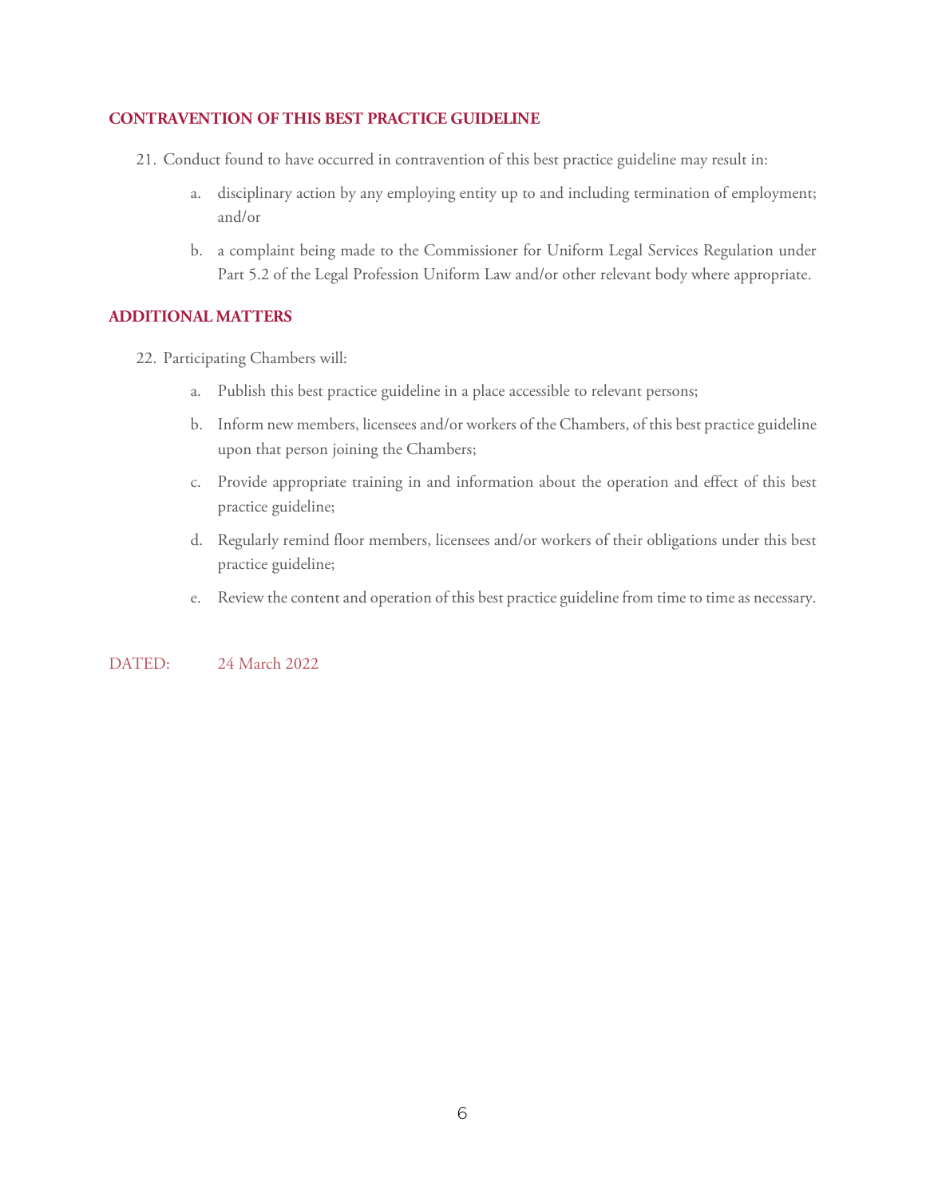## CONTRAVENTION OF THIS BEST PRACTICE GUIDELINE

21. Conduct found to have occurred in contravention of this best practice guideline may result in:

    a. disciplinary action by any employing entity up to and including termination of employment; and/or

    b. a complaint being made to the Commissioner for Uniform Legal Services Regulation under Part 5.2 of the Legal Profession Uniform Law and/or other relevant body where appropriate.

## ADDITIONAL MATTERS

22. Participating Chambers will:

    a. Publish this best practice guideline in a place accessible to relevant persons;

    b. Inform new members, licensees and/or workers of the Chambers, of this best practice guideline upon that person joining the Chambers;

    c. Provide appropriate training in and information about the operation and effect of this best practice guideline;

    d. Regularly remind floor members, licensees and/or workers of their obligations under this best practice guideline;

    e. Review the content and operation of this best practice guideline from time to time as necessary.

DATED: 24 March 2022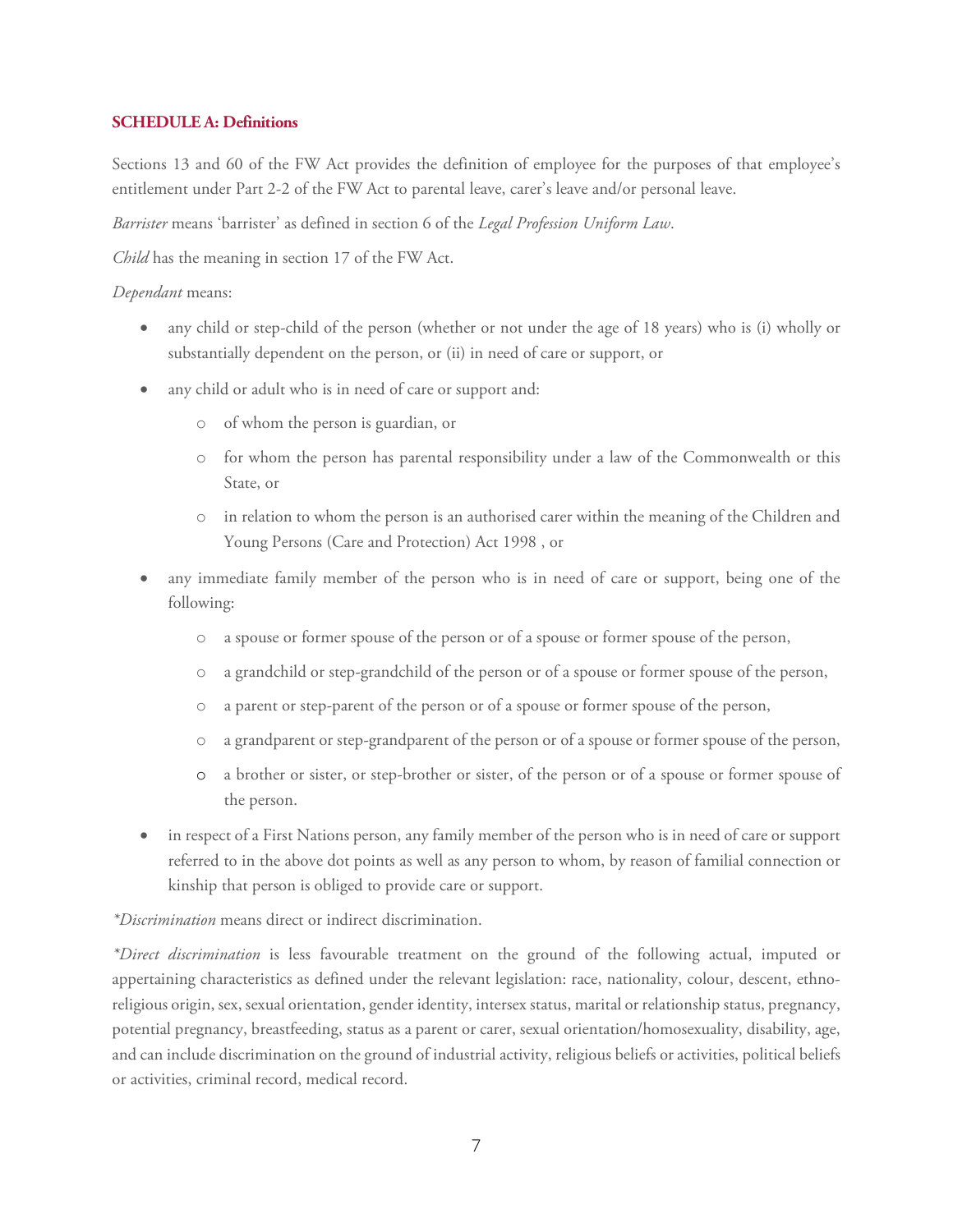**SCHEDULE A: Definitions**

Sections 13 and 60 of the FW Act provides the definition of employee for the purposes of that employee's entitlement under Part 2-2 of the FW Act to parental leave, carer's leave and/or personal leave.

*Barrister* means 'barrister' as defined in section 6 of the *Legal Profession Uniform Law*.

*Child* has the meaning in section 17 of the FW Act.

*Dependant* means:

- any child or step-child of the person (whether or not under the age of 18 years) who is (i) wholly or substantially dependent on the person, or (ii) in need of care or support, or
- any child or adult who is in need of care or support and:
  - of whom the person is guardian, or
  - for whom the person has parental responsibility under a law of the Commonwealth or this State, or
  - in relation to whom the person is an authorised carer within the meaning of the Children and Young Persons (Care and Protection) Act 1998 , or
- any immediate family member of the person who is in need of care or support, being one of the following:
  - a spouse or former spouse of the person or of a spouse or former spouse of the person,
  - a grandchild or step-grandchild of the person or of a spouse or former spouse of the person,
  - a parent or step-parent of the person or of a spouse or former spouse of the person,
  - a grandparent or step-grandparent of the person or of a spouse or former spouse of the person,
  - a brother or sister, or step-brother or sister, of the person or of a spouse or former spouse of the person.
- in respect of a First Nations person, any family member of the person who is in need of care or support referred to in the above dot points as well as any person to whom, by reason of familial connection or kinship that person is obliged to provide care or support.

*\*Discrimination* means direct or indirect discrimination.

*\*Direct discrimination* is less favourable treatment on the ground of the following actual, imputed or appertaining characteristics as defined under the relevant legislation: race, nationality, colour, descent, ethno-religious origin, sex, sexual orientation, gender identity, intersex status, marital or relationship status, pregnancy, potential pregnancy, breastfeeding, status as a parent or carer, sexual orientation/homosexuality, disability, age, and can include discrimination on the ground of industrial activity, religious beliefs or activities, political beliefs or activities, criminal record, medical record.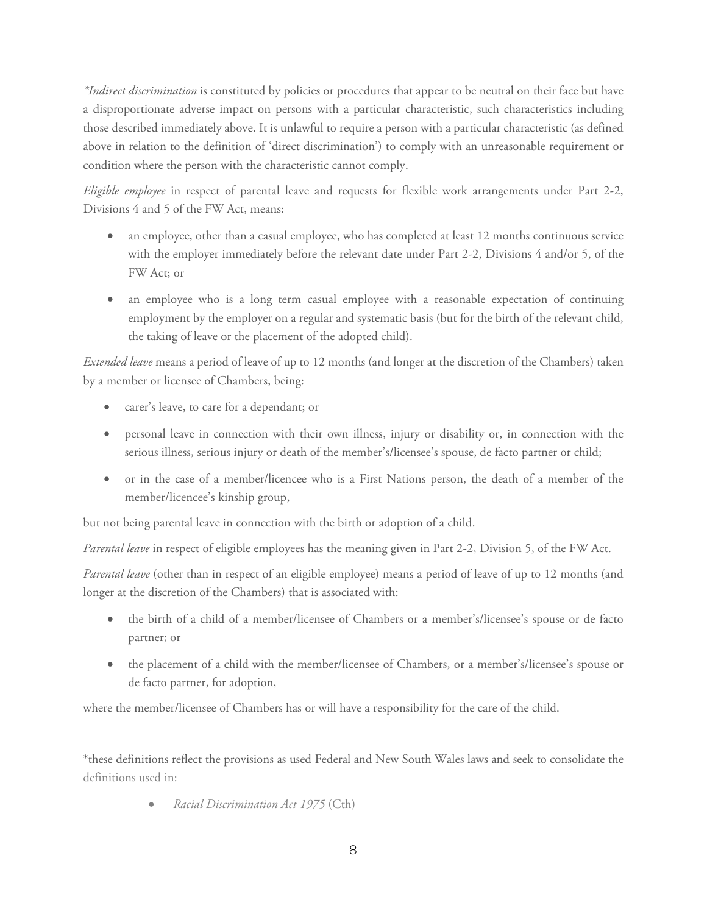*\*Indirect discrimination* is constituted by policies or procedures that appear to be neutral on their face but have a disproportionate adverse impact on persons with a particular characteristic, such characteristics including those described immediately above. It is unlawful to require a person with a particular characteristic (as defined above in relation to the definition of 'direct discrimination') to comply with an unreasonable requirement or condition where the person with the characteristic cannot comply.

*Eligible employee* in respect of parental leave and requests for flexible work arrangements under Part 2-2, Divisions 4 and 5 of the FW Act, means:

- an employee, other than a casual employee, who has completed at least 12 months continuous service with the employer immediately before the relevant date under Part 2-2, Divisions 4 and/or 5, of the FW Act; or
- an employee who is a long term casual employee with a reasonable expectation of continuing employment by the employer on a regular and systematic basis (but for the birth of the relevant child, the taking of leave or the placement of the adopted child).

*Extended leave* means a period of leave of up to 12 months (and longer at the discretion of the Chambers) taken by a member or licensee of Chambers, being:

- carer's leave, to care for a dependant; or
- personal leave in connection with their own illness, injury or disability or, in connection with the serious illness, serious injury or death of the member's/licensee's spouse, de facto partner or child;
- or in the case of a member/licencee who is a First Nations person, the death of a member of the member/licencee's kinship group,

but not being parental leave in connection with the birth or adoption of a child.

*Parental leave* in respect of eligible employees has the meaning given in Part 2-2, Division 5, of the FW Act.

*Parental leave* (other than in respect of an eligible employee) means a period of leave of up to 12 months (and longer at the discretion of the Chambers) that is associated with:

- the birth of a child of a member/licensee of Chambers or a member's/licensee's spouse or de facto partner; or
- the placement of a child with the member/licensee of Chambers, or a member's/licensee's spouse or de facto partner, for adoption,

where the member/licensee of Chambers has or will have a responsibility for the care of the child.

\*these definitions reflect the provisions as used Federal and New South Wales laws and seek to consolidate the definitions used in:

- *Racial Discrimination Act 1975* (Cth)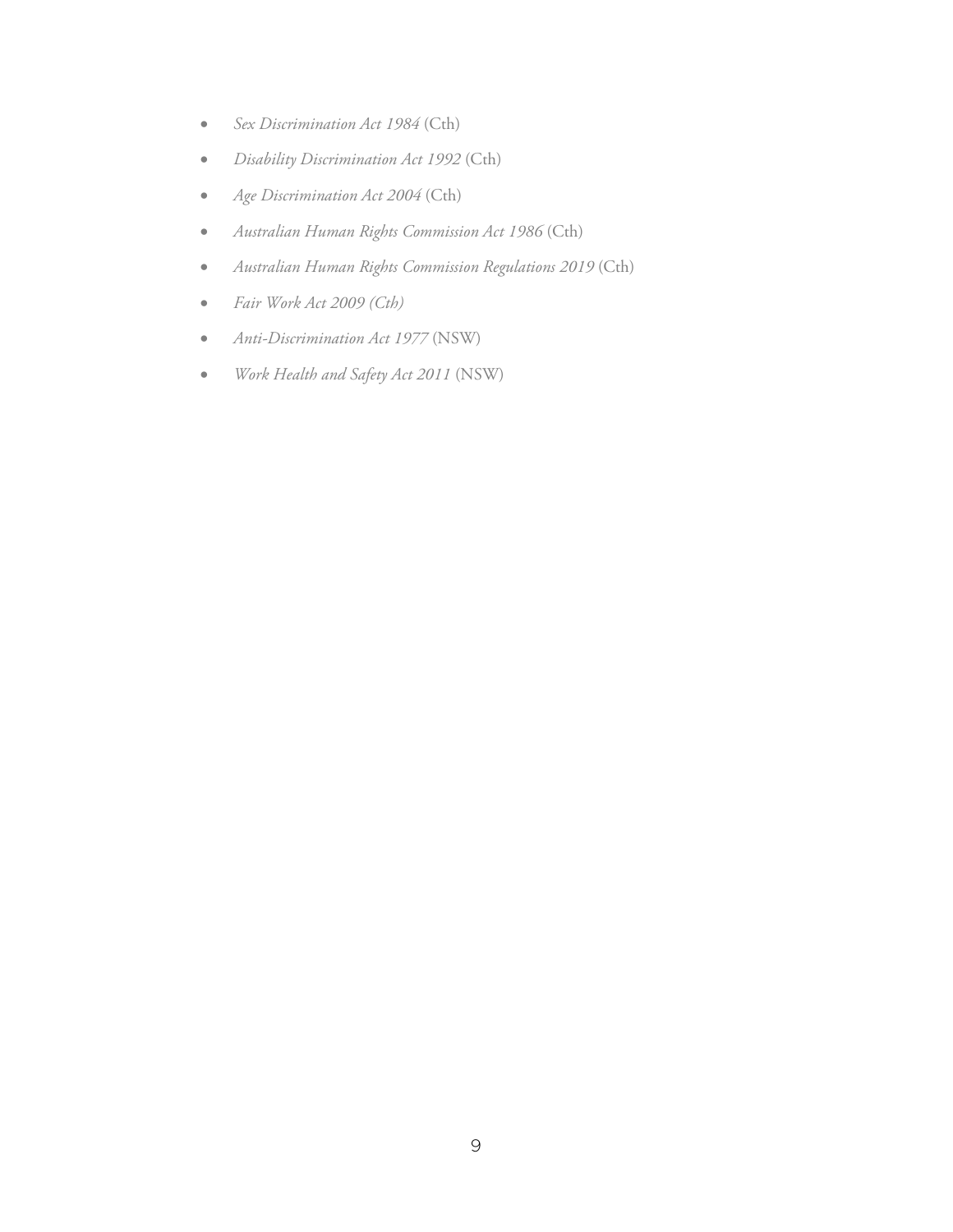- *Sex Discrimination Act 1984* (Cth)
- *Disability Discrimination Act 1992* (Cth)
- *Age Discrimination Act 2004* (Cth)
- *Australian Human Rights Commission Act 1986* (Cth)
- *Australian Human Rights Commission Regulations 2019* (Cth)
- *Fair Work Act 2009 (Cth)*
- *Anti-Discrimination Act 1977* (NSW)
- *Work Health and Safety Act 2011* (NSW)